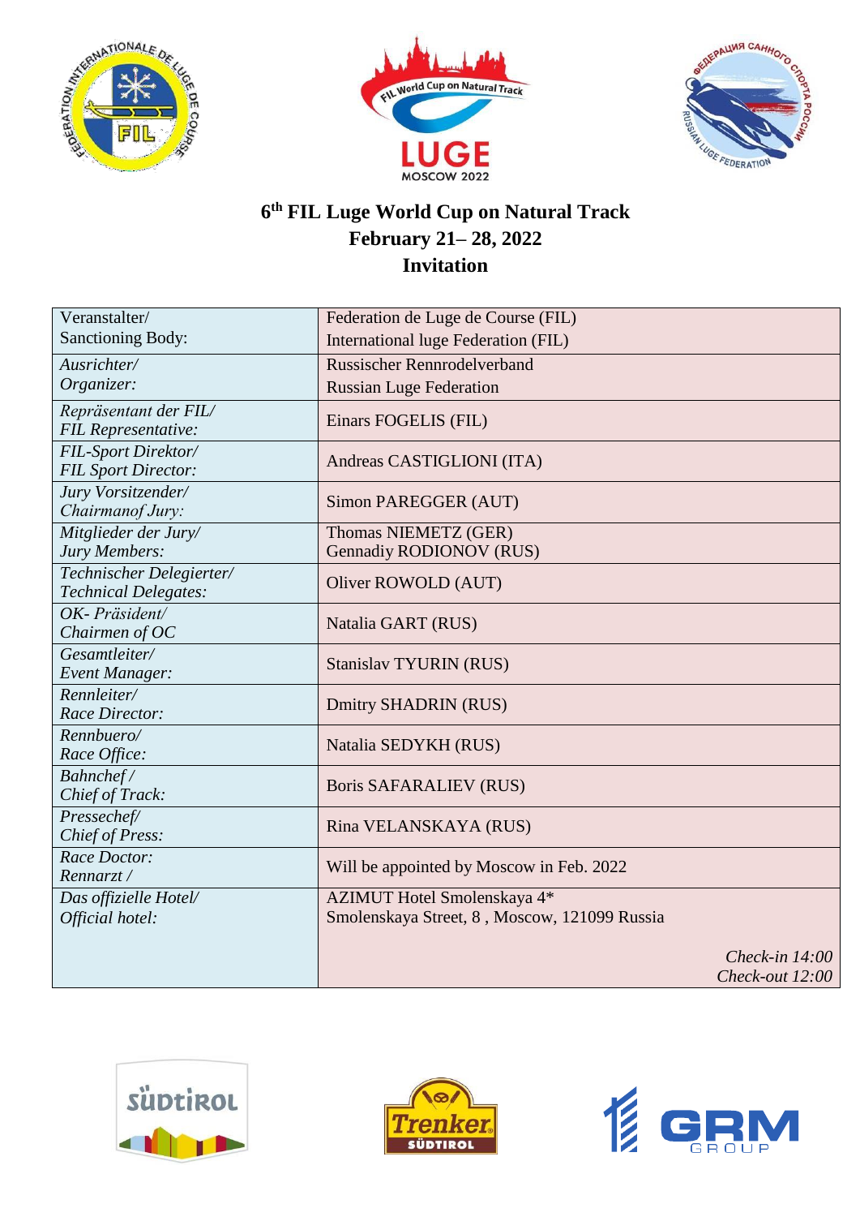# 6th FIL Luge World Cup on Natural Track
## February 21– 28, 2022
## Invitation

| | |
|---|---|
| Veranstalter/<br>Sanctioning Body: | Federation de Luge de Course (FIL)<br>International luge Federation (FIL) |
| *Ausrichter/<br>Organizer:* | Russischer Rennrodelverband<br>Russian Luge Federation |
| *Repräsentant der FIL/<br>FIL Representative:* | Einars FOGELIS (FIL) |
| *FIL-Sport Direktor/<br>FIL Sport Director:* | Andreas CASTIGLIONI (ITA) |
| *Jury Vorsitzender/<br>Chairmanof Jury:* | Simon PAREGGER (AUT) |
| *Mitglieder der Jury/<br>Jury Members:* | Thomas NIEMETZ (GER)<br>Gennadiy RODIONOV (RUS) |
| *Technischer Delegierter/<br>Technical Delegates:* | Oliver ROWOLD (AUT) |
| *OK- Präsident/<br>Chairmen of OC* | Natalia GART (RUS) |
| *Gesamtleiter/<br>Event Manager:* | Stanislav TYURIN (RUS) |
| *Rennleiter/<br>Race Director:* | Dmitry SHADRIN (RUS) |
| *Rennbuero/<br>Race Office:* | Natalia SEDYKH (RUS) |
| *Bahnchef /<br>Chief of Track:* | Boris SAFARALIEV (RUS) |
| *Pressechef/<br>Chief of Press:* | Rina VELANSKAYA (RUS) |
| *Race Doctor:<br>Rennarzt /* | Will be appointed by Moscow in Feb. 2022 |
| *Das offizielle Hotel/<br>Official hotel:* | AZIMUT Hotel Smolenskaya 4*<br>Smolenskaya Street, 8 , Moscow, 121099 Russia<br>*Check-in 14:00*<br>*Check-out 12:00* |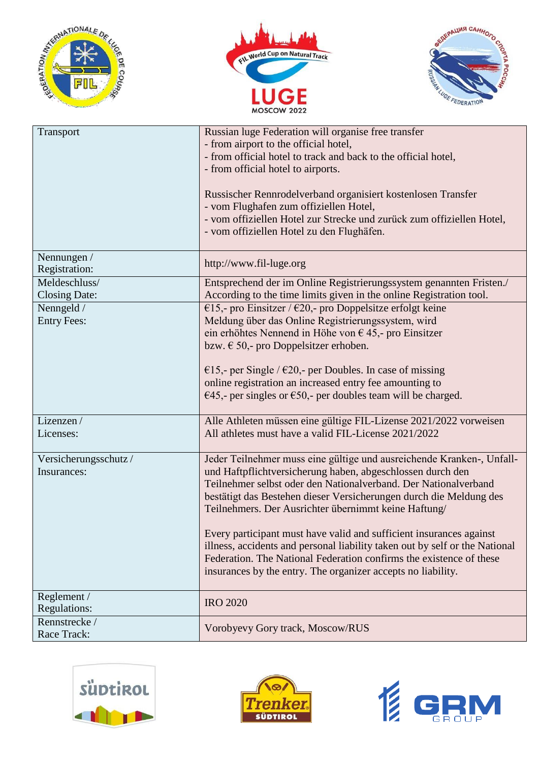| | |
|---|---|
| Transport | Russian luge Federation will organise free transfer<br>- from airport to the official hotel,<br>- from official hotel to track and back to the official hotel,<br>- from official hotel to airports.<br><br>Russischer Rennrodelverband organisiert kostenlosen Transfer<br>- vom Flughafen zum offiziellen Hotel,<br>- vom offiziellen Hotel zur Strecke und zurück zum offiziellen Hotel,<br>- vom offiziellen Hotel zu den Flughäfen. |
| Nennungen / Registration: | http://www.fil-luge.org |
| Meldeschluss/ Closing Date: | Entsprechend der im Online Registrierungssystem genannten Fristen./ According to the time limits given in the online Registration tool. |
| Nenngeld / Entry Fees: | €15,- pro Einsitzer / €20,- pro Doppelsitze erfolgt keine Meldung über das Online Registrierungssystem, wird ein erhöhtes Nennend in Höhe von € 45,- pro Einsitzer bzw. € 50,- pro Doppelsitzer erhoben.<br><br>€15,- per Single / €20,- per Doubles. In case of missing online registration an increased entry fee amounting to €45,- per singles or €50,- per doubles team will be charged. |
| Lizenzen / Licenses: | Alle Athleten müssen eine gültige FIL-Lizense 2021/2022 vorweisen<br>All athletes must have a valid FIL-License 2021/2022 |
| Versicherungsschutz / Insurances: | Jeder Teilnehmer muss eine gültige und ausreichende Kranken-, Unfall- und Haftpflichtversicherung haben, abgeschlossen durch den Teilnehmer selbst oder den Nationalverband. Der Nationalverband bestätigt das Bestehen dieser Versicherungen durch die Meldung des Teilnehmers. Der Ausrichter übernimmt keine Haftung/<br><br>Every participant must have valid and sufficient insurances against illness, accidents and personal liability taken out by self or the National Federation. The National Federation confirms the existence of these insurances by the entry. The organizer accepts no liability. |
| Reglement / Regulations: | IRO 2020 |
| Rennstrecke / Race Track: | Vorobyevy Gory track, Moscow/RUS |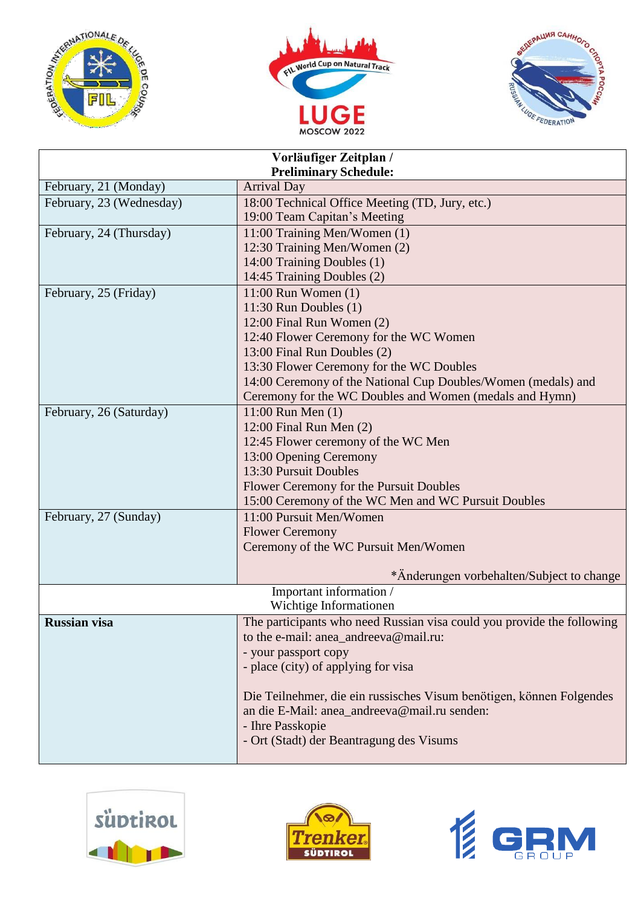| Vorläufiger Zeitplan / Preliminary Schedule: | |
|---|---|
| February, 21 (Monday) | Arrival Day |
| February, 23 (Wednesday) | 18:00 Technical Office Meeting (TD, Jury, etc.)<br>19:00 Team Capitan's Meeting |
| February, 24 (Thursday) | 11:00 Training Men/Women (1)<br>12:30 Training Men/Women (2)<br>14:00 Training Doubles (1)<br>14:45 Training Doubles (2) |
| February, 25 (Friday) | 11:00 Run Women (1)<br>11:30 Run Doubles (1)<br>12:00 Final Run Women (2)<br>12:40 Flower Ceremony for the WC Women<br>13:00 Final Run Doubles (2)<br>13:30 Flower Ceremony for the WC Doubles<br>14:00 Ceremony of the National Cup Doubles/Women (medals) and Ceremony for the WC Doubles and Women (medals and Hymn) |
| February, 26 (Saturday) | 11:00 Run Men (1)<br>12:00 Final Run Men (2)<br>12:45 Flower ceremony of the WC Men<br>13:00 Opening Ceremony<br>13:30 Pursuit Doubles<br>Flower Ceremony for the Pursuit Doubles<br>15:00 Ceremony of the WC Men and WC Pursuit Doubles |
| February, 27 (Sunday) | 11:00 Pursuit Men/Women<br>Flower Ceremony<br>Ceremony of the WC Pursuit Men/Women<br><br>*Änderungen vorbehalten/Subject to change |

| Important information / Wichtige Informationen | |
|---|---|
| **Russian visa** | The participants who need Russian visa could you provide the following to the e-mail: anea_andreeva@mail.ru:<br>- your passport copy<br>- place (city) of applying for visa<br><br>Die Teilnehmer, die ein russisches Visum benötigen, können Folgendes an die E-Mail: anea_andreeva@mail.ru senden:<br>- Ihre Passkopie<br>- Ort (Stadt) der Beantragung des Visums |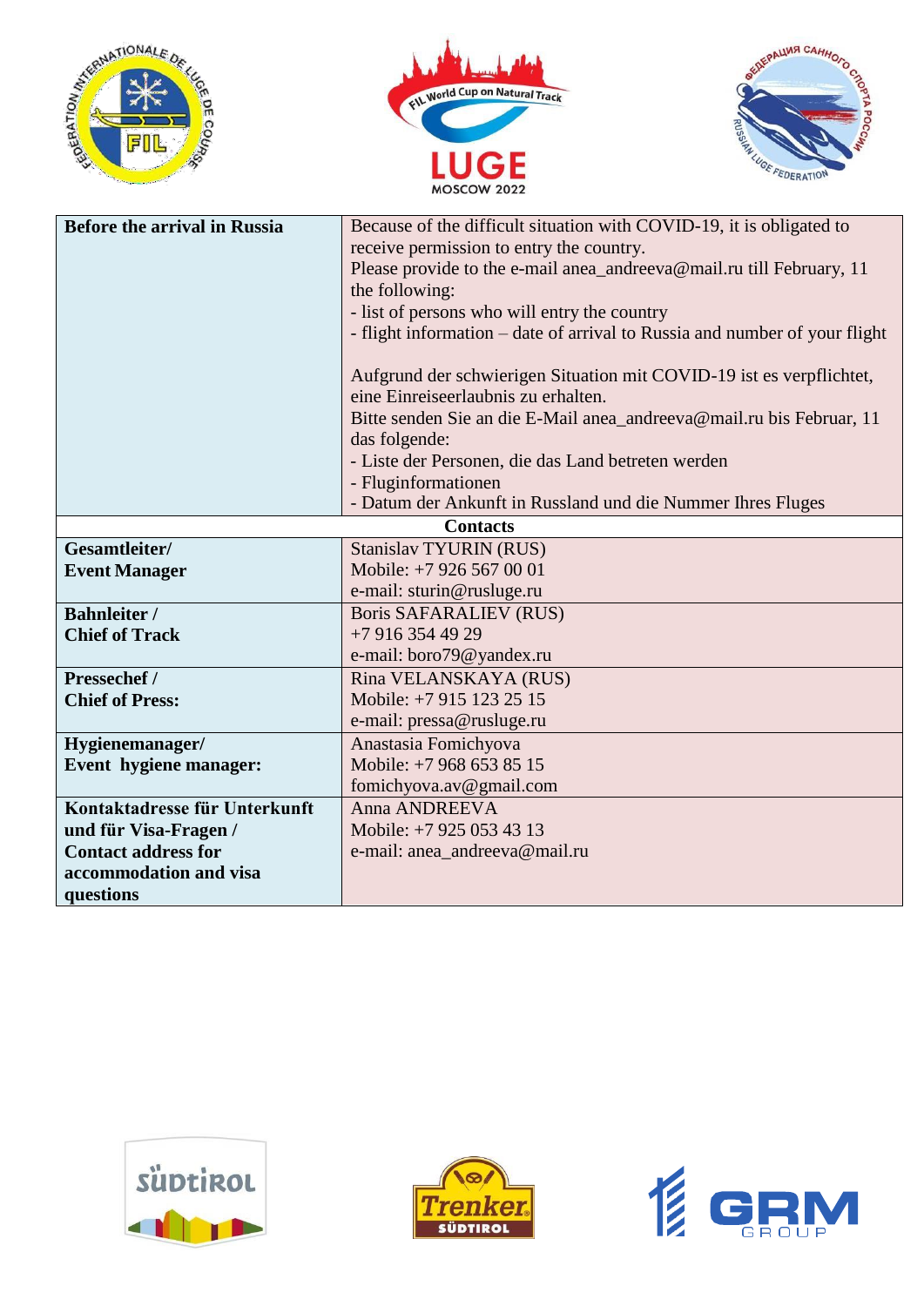| | |
|---|---|
| **Before the arrival in Russia** | Because of the difficult situation with COVID-19, it is obligated to receive permission to entry the country.<br>Please provide to the e-mail anea_andreeva@mail.ru till February, 11 the following:<br>- list of persons who will entry the country<br>- flight information – date of arrival to Russia and number of your flight<br><br>Aufgrund der schwierigen Situation mit COVID-19 ist es verpflichtet, eine Einreiseerlaubnis zu erhalten.<br>Bitte senden Sie an die E-Mail anea_andreeva@mail.ru bis Februar, 11 das folgende:<br>- Liste der Personen, die das Land betreten werden<br>- Fluginformationen<br>- Datum der Ankunft in Russland und die Nummer Ihres Fluges |
| **Contacts** | |
| **Gesamtleiter/<br>Event Manager** | Stanislav TYURIN (RUS)<br>Mobile: +7 926 567 00 01<br>e-mail: sturin@rusluge.ru |
| **Bahnleiter /<br>Chief of Track** | Boris SAFARALIEV (RUS)<br>+7 916 354 49 29<br>e-mail: boro79@yandex.ru |
| **Pressechef /<br>Chief of Press:** | Rina VELANSKAYA (RUS)<br>Mobile: +7 915 123 25 15<br>e-mail: pressa@rusluge.ru |
| **Hygienemanager/<br>Event hygiene manager:** | Anastasia Fomichyova<br>Mobile: +7 968 653 85 15<br>fomichyova.av@gmail.com |
| **Kontaktadresse für Unterkunft und für Visa-Fragen /<br>Contact address for accommodation and visa questions** | Anna ANDREEVA<br>Mobile: +7 925 053 43 13<br>e-mail: anea_andreeva@mail.ru |